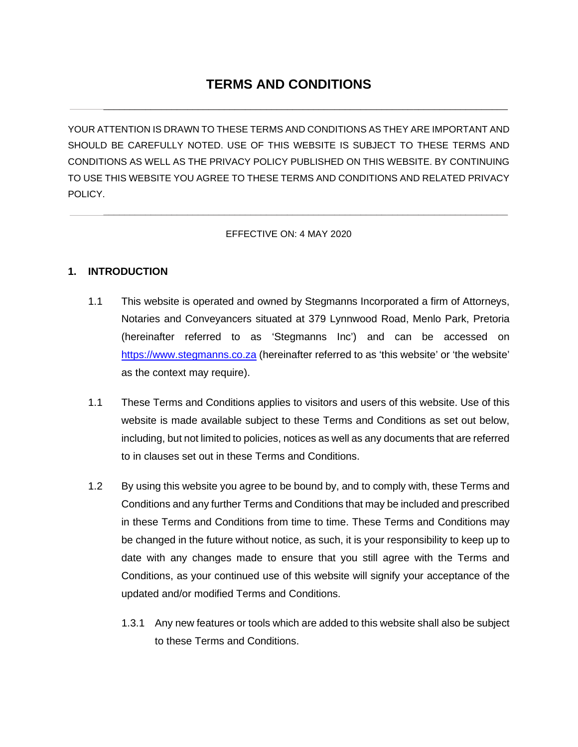# TERMS AND CONDITIONS

---

YOUR ATTENTION IS DRAWN TO THESE TERMS AND CONDITIONS AS THEY ARE IMPORTANT AND SHOULD BE CAREFULLY NOTED. USE OF THIS WEBSITE IS SUBJECT TO THESE TERMS AND CONDITIONS AS WELL AS THE PRIVACY POLICY PUBLISHED ON THIS WEBSITE. BY CONTINUING TO USE THIS WEBSITE YOU AGREE TO THESE TERMS AND CONDITIONS AND RELATED PRIVACY POLICY.

---

EFFECTIVE ON: 4 MAY 2020

## 1. INTRODUCTION

1.1 This website is operated and owned by Stegmanns Incorporated a firm of Attorneys, Notaries and Conveyancers situated at 379 Lynnwood Road, Menlo Park, Pretoria (hereinafter referred to as 'Stegmanns Inc') and can be accessed on [https://www.stegmanns.co.za](https://www.stegmanns.co.za) (hereinafter referred to as 'this website' or 'the website' as the context may require).

1.1 These Terms and Conditions applies to visitors and users of this website. Use of this website is made available subject to these Terms and Conditions as set out below, including, but not limited to policies, notices as well as any documents that are referred to in clauses set out in these Terms and Conditions.

1.2 By using this website you agree to be bound by, and to comply with, these Terms and Conditions and any further Terms and Conditions that may be included and prescribed in these Terms and Conditions from time to time. These Terms and Conditions may be changed in the future without notice, as such, it is your responsibility to keep up to date with any changes made to ensure that you still agree with the Terms and Conditions, as your continued use of this website will signify your acceptance of the updated and/or modified Terms and Conditions.

1.3.1 Any new features or tools which are added to this website shall also be subject to these Terms and Conditions.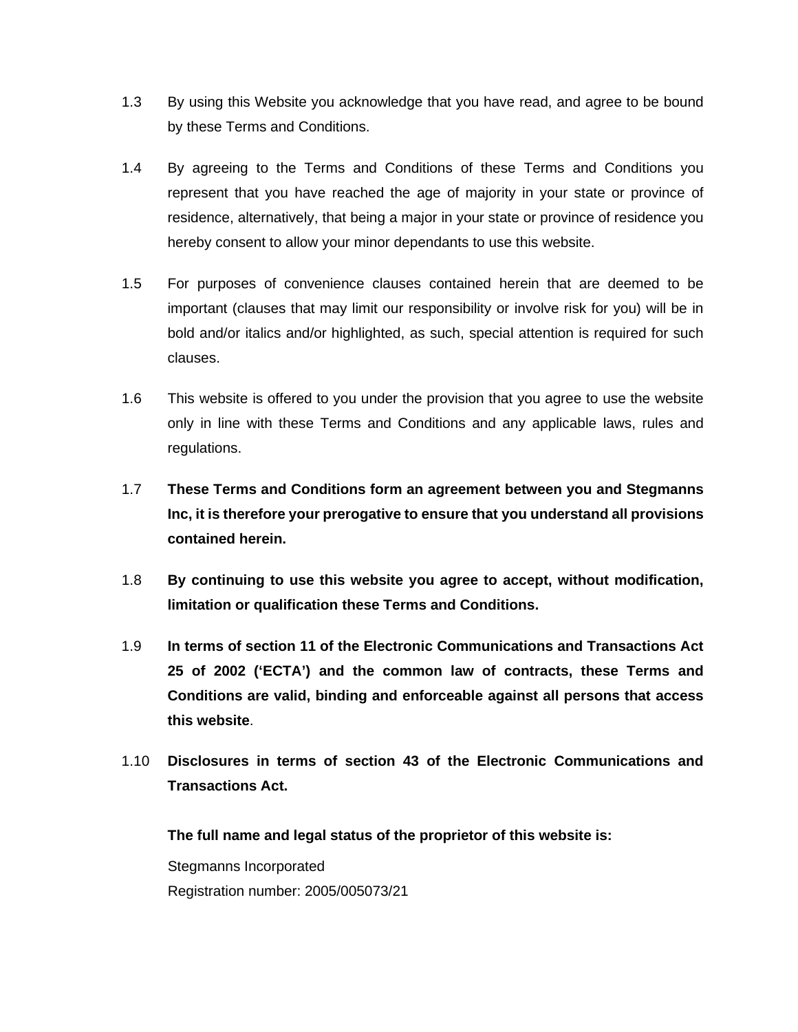1.3 By using this Website you acknowledge that you have read, and agree to be bound by these Terms and Conditions.

1.4 By agreeing to the Terms and Conditions of these Terms and Conditions you represent that you have reached the age of majority in your state or province of residence, alternatively, that being a major in your state or province of residence you hereby consent to allow your minor dependants to use this website.

1.5 For purposes of convenience clauses contained herein that are deemed to be important (clauses that may limit our responsibility or involve risk for you) will be in bold and/or italics and/or highlighted, as such, special attention is required for such clauses.

1.6 This website is offered to you under the provision that you agree to use the website only in line with these Terms and Conditions and any applicable laws, rules and regulations.

1.7 **These Terms and Conditions form an agreement between you and Stegmanns Inc, it is therefore your prerogative to ensure that you understand all provisions contained herein.**

1.8 **By continuing to use this website you agree to accept, without modification, limitation or qualification these Terms and Conditions.**

1.9 **In terms of section 11 of the Electronic Communications and Transactions Act 25 of 2002 ('ECTA') and the common law of contracts, these Terms and Conditions are valid, binding and enforceable against all persons that access this website**.

1.10 **Disclosures in terms of section 43 of the Electronic Communications and Transactions Act.**

**The full name and legal status of the proprietor of this website is:**

Stegmanns Incorporated
Registration number: 2005/005073/21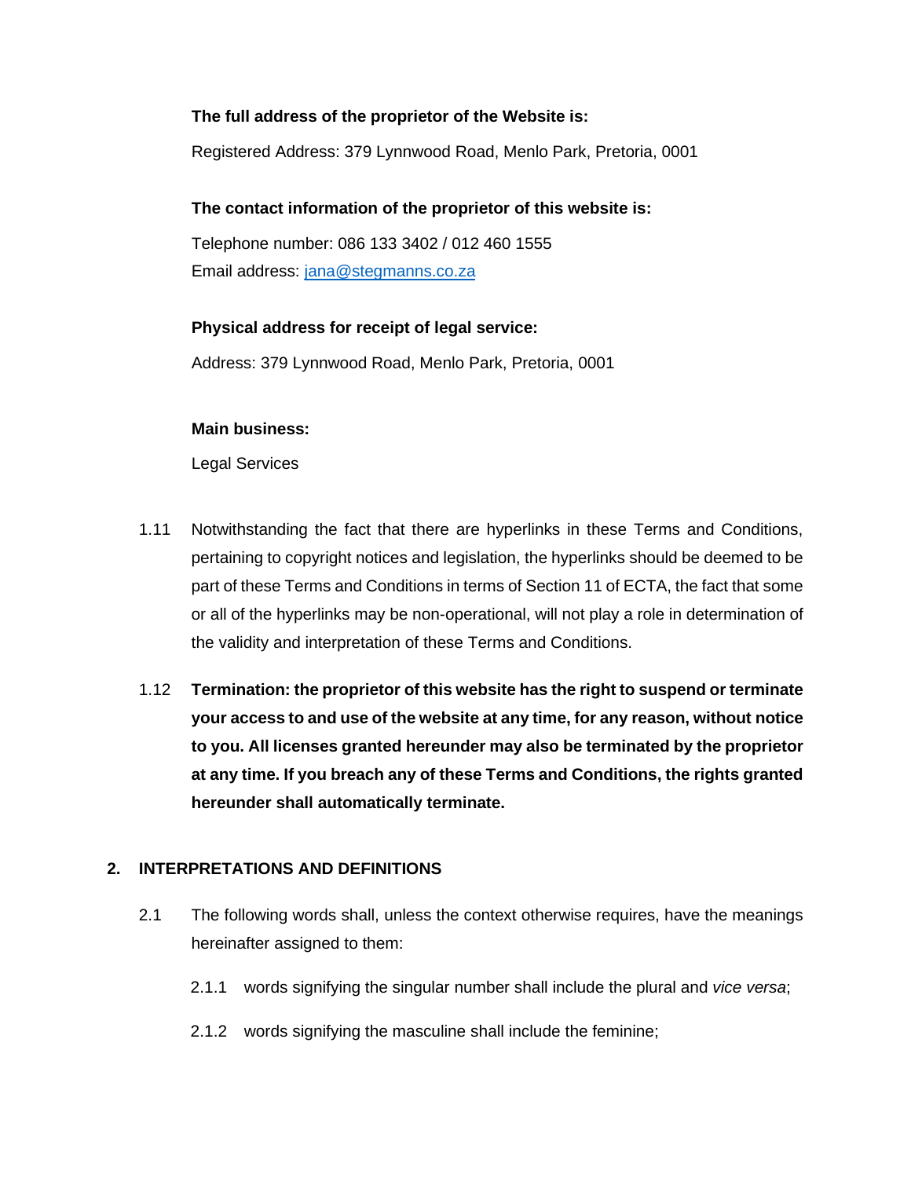**The full address of the proprietor of the Website is:**

Registered Address: 379 Lynnwood Road, Menlo Park, Pretoria, 0001

**The contact information of the proprietor of this website is:**

Telephone number: 086 133 3402 / 012 460 1555
Email address: jana@stegmanns.co.za

**Physical address for receipt of legal service:**

Address: 379 Lynnwood Road, Menlo Park, Pretoria, 0001

**Main business:**

Legal Services

1.11 Notwithstanding the fact that there are hyperlinks in these Terms and Conditions, pertaining to copyright notices and legislation, the hyperlinks should be deemed to be part of these Terms and Conditions in terms of Section 11 of ECTA, the fact that some or all of the hyperlinks may be non-operational, will not play a role in determination of the validity and interpretation of these Terms and Conditions.

1.12 **Termination: the proprietor of this website has the right to suspend or terminate your access to and use of the website at any time, for any reason, without notice to you. All licenses granted hereunder may also be terminated by the proprietor at any time. If you breach any of these Terms and Conditions, the rights granted hereunder shall automatically terminate.**

## 2. INTERPRETATIONS AND DEFINITIONS

2.1 The following words shall, unless the context otherwise requires, have the meanings hereinafter assigned to them:

2.1.1 words signifying the singular number shall include the plural and *vice versa*;

2.1.2 words signifying the masculine shall include the feminine;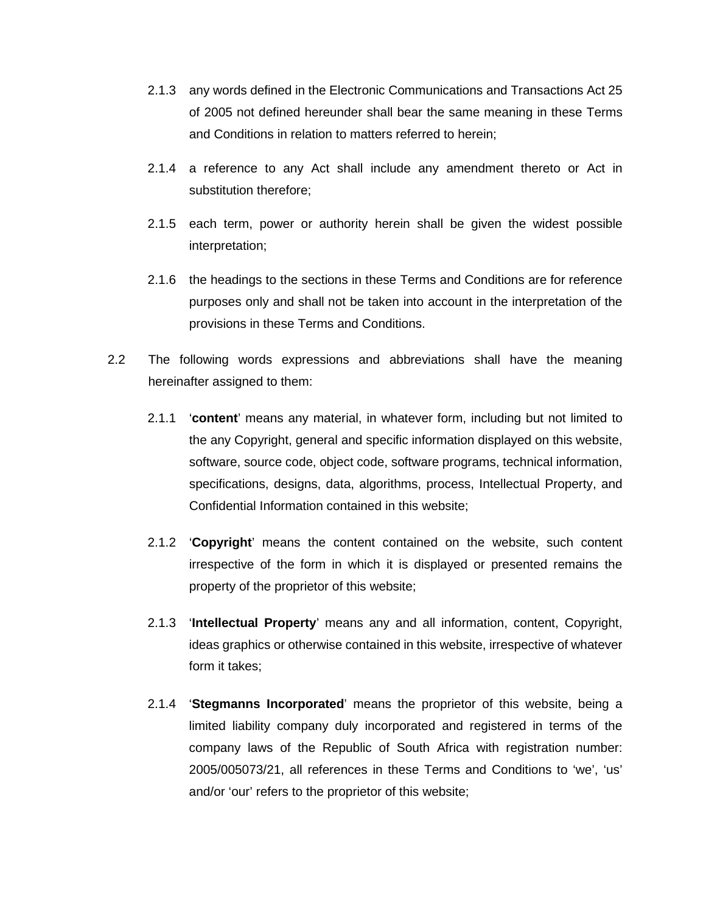2.1.3 any words defined in the Electronic Communications and Transactions Act 25 of 2005 not defined hereunder shall bear the same meaning in these Terms and Conditions in relation to matters referred to herein;

2.1.4 a reference to any Act shall include any amendment thereto or Act in substitution therefore;

2.1.5 each term, power or authority herein shall be given the widest possible interpretation;

2.1.6 the headings to the sections in these Terms and Conditions are for reference purposes only and shall not be taken into account in the interpretation of the provisions in these Terms and Conditions.

2.2 The following words expressions and abbreviations shall have the meaning hereinafter assigned to them:

2.1.1 '**content**' means any material, in whatever form, including but not limited to the any Copyright, general and specific information displayed on this website, software, source code, object code, software programs, technical information, specifications, designs, data, algorithms, process, Intellectual Property, and Confidential Information contained in this website;

2.1.2 '**Copyright**' means the content contained on the website, such content irrespective of the form in which it is displayed or presented remains the property of the proprietor of this website;

2.1.3 '**Intellectual Property**' means any and all information, content, Copyright, ideas graphics or otherwise contained in this website, irrespective of whatever form it takes;

2.1.4 '**Stegmanns Incorporated**' means the proprietor of this website, being a limited liability company duly incorporated and registered in terms of the company laws of the Republic of South Africa with registration number: 2005/005073/21, all references in these Terms and Conditions to 'we', 'us' and/or 'our' refers to the proprietor of this website;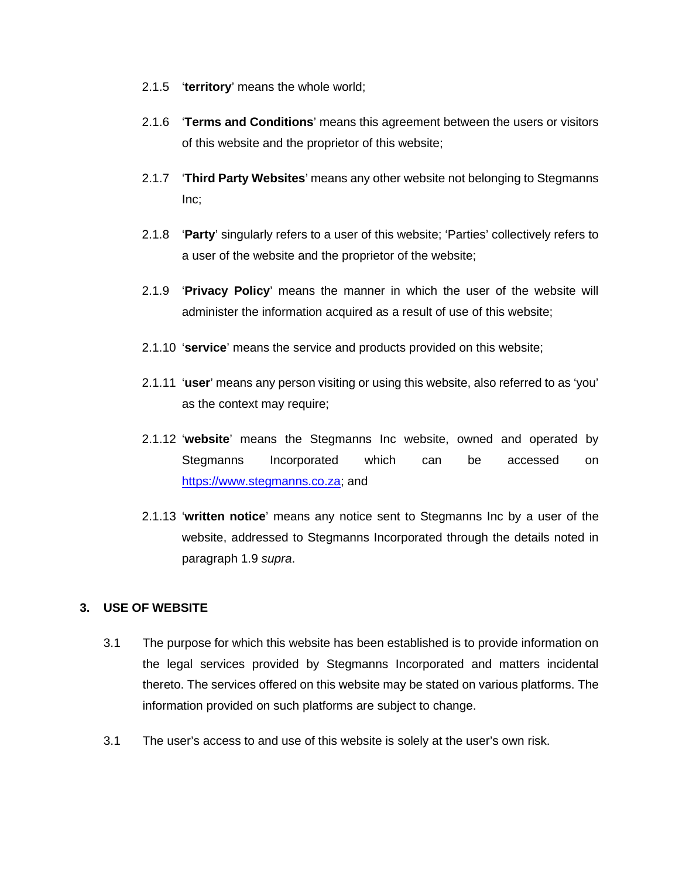2.1.5 ‘**territory**’ means the whole world;

2.1.6 ‘**Terms and Conditions**’ means this agreement between the users or visitors of this website and the proprietor of this website;

2.1.7 ‘**Third Party Websites**’ means any other website not belonging to Stegmanns Inc;

2.1.8 ‘**Party**’ singularly refers to a user of this website; ‘Parties’ collectively refers to a user of the website and the proprietor of the website;

2.1.9 ‘**Privacy Policy**’ means the manner in which the user of the website will administer the information acquired as a result of use of this website;

2.1.10 ‘**service**’ means the service and products provided on this website;

2.1.11 ‘**user**’ means any person visiting or using this website, also referred to as ‘you’ as the context may require;

2.1.12 ‘**website**’ means the Stegmanns Inc website, owned and operated by Stegmanns Incorporated which can be accessed on [https://www.stegmanns.co.za](https://www.stegmanns.co.za); and

2.1.13 ‘**written notice**’ means any notice sent to Stegmanns Inc by a user of the website, addressed to Stegmanns Incorporated through the details noted in paragraph 1.9 *supra*.

## 3. USE OF WEBSITE

3.1 The purpose for which this website has been established is to provide information on the legal services provided by Stegmanns Incorporated and matters incidental thereto. The services offered on this website may be stated on various platforms. The information provided on such platforms are subject to change.

3.1 The user’s access to and use of this website is solely at the user’s own risk.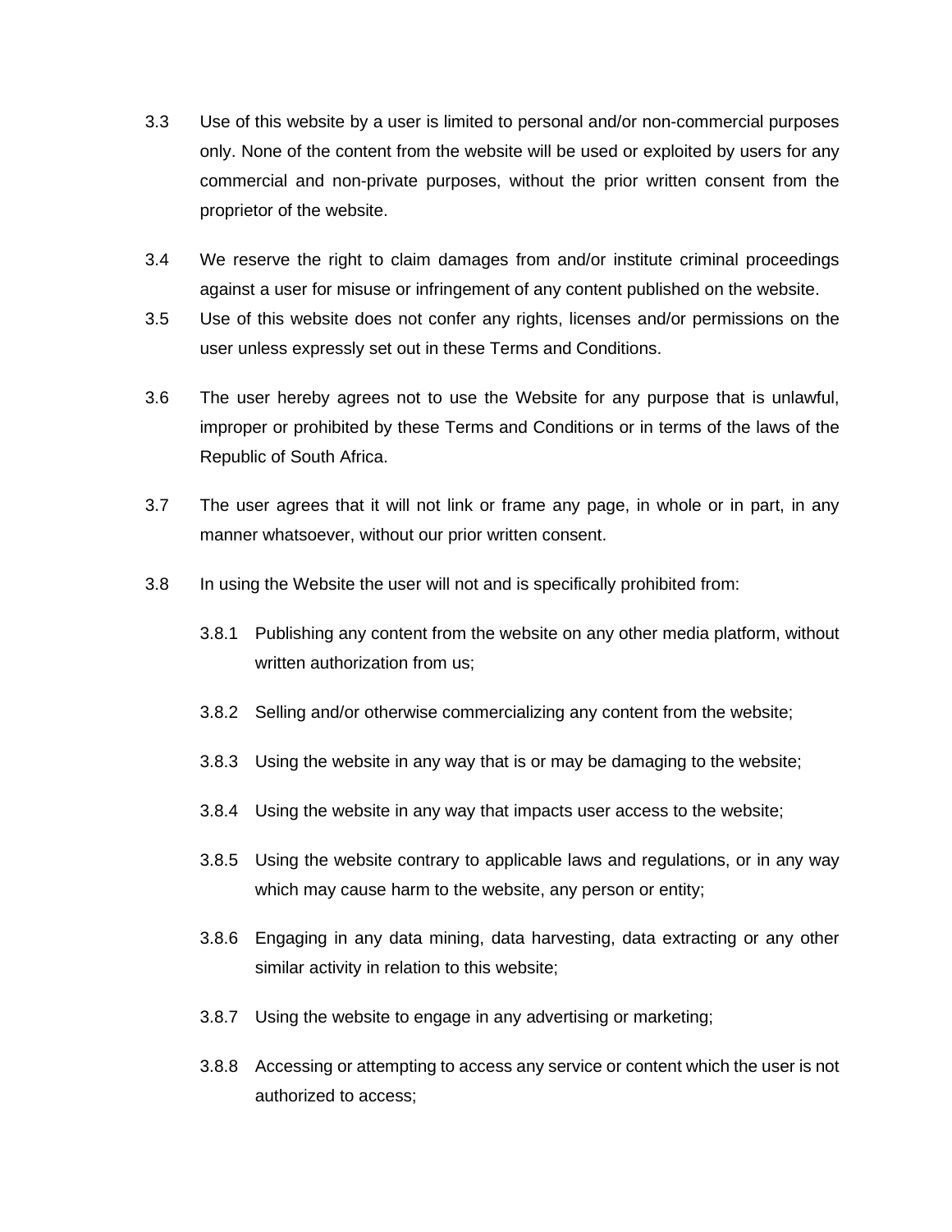3.3 Use of this website by a user is limited to personal and/or non-commercial purposes only. None of the content from the website will be used or exploited by users for any commercial and non-private purposes, without the prior written consent from the proprietor of the website.

3.4 We reserve the right to claim damages from and/or institute criminal proceedings against a user for misuse or infringement of any content published on the website.

3.5 Use of this website does not confer any rights, licenses and/or permissions on the user unless expressly set out in these Terms and Conditions.

3.6 The user hereby agrees not to use the Website for any purpose that is unlawful, improper or prohibited by these Terms and Conditions or in terms of the laws of the Republic of South Africa.

3.7 The user agrees that it will not link or frame any page, in whole or in part, in any manner whatsoever, without our prior written consent.

3.8 In using the Website the user will not and is specifically prohibited from:

3.8.1 Publishing any content from the website on any other media platform, without written authorization from us;

3.8.2 Selling and/or otherwise commercializing any content from the website;

3.8.3 Using the website in any way that is or may be damaging to the website;

3.8.4 Using the website in any way that impacts user access to the website;

3.8.5 Using the website contrary to applicable laws and regulations, or in any way which may cause harm to the website, any person or entity;

3.8.6 Engaging in any data mining, data harvesting, data extracting or any other similar activity in relation to this website;

3.8.7 Using the website to engage in any advertising or marketing;

3.8.8 Accessing or attempting to access any service or content which the user is not authorized to access;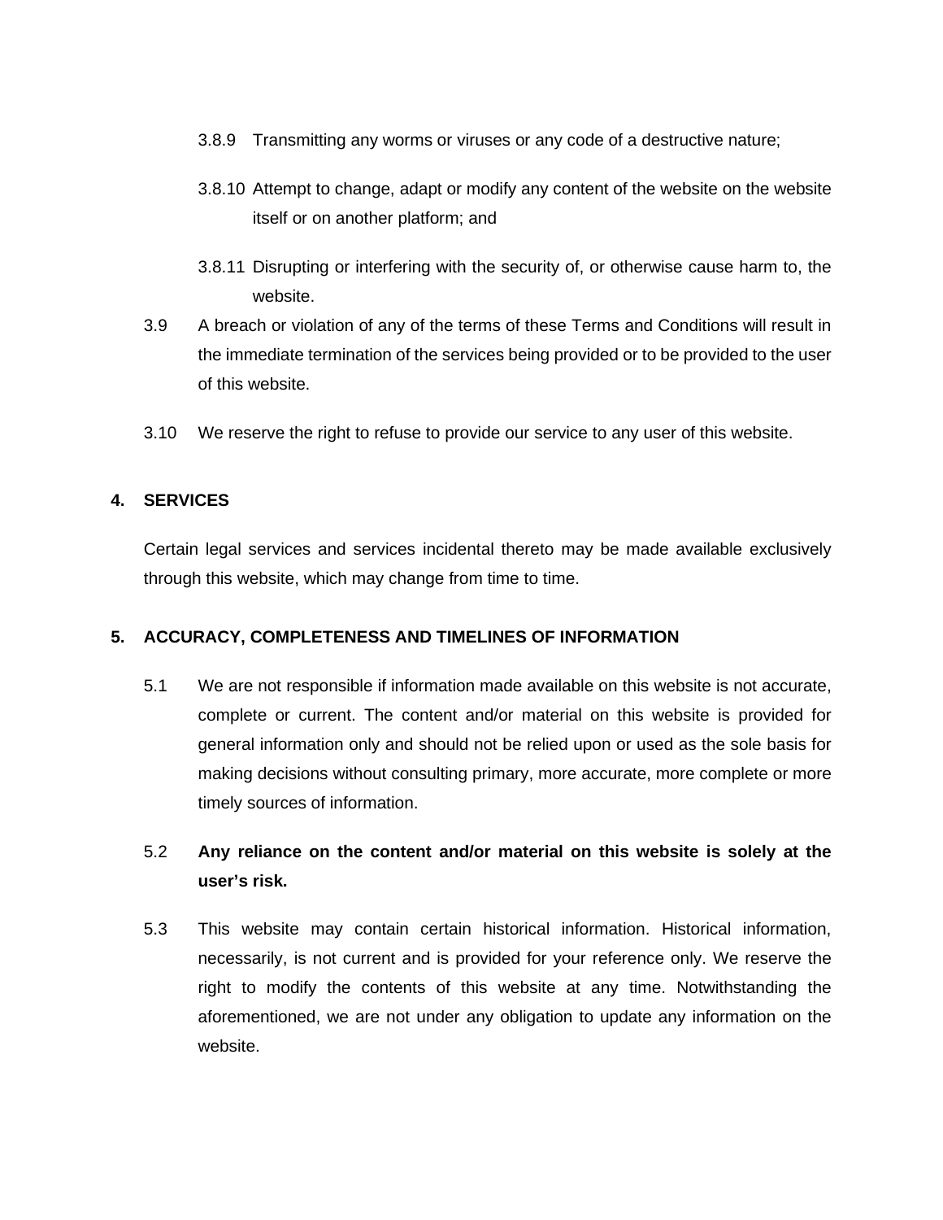3.8.9 Transmitting any worms or viruses or any code of a destructive nature;

3.8.10 Attempt to change, adapt or modify any content of the website on the website itself or on another platform; and

3.8.11 Disrupting or interfering with the security of, or otherwise cause harm to, the website.

3.9 A breach or violation of any of the terms of these Terms and Conditions will result in the immediate termination of the services being provided or to be provided to the user of this website.

3.10 We reserve the right to refuse to provide our service to any user of this website.

**4. SERVICES**

Certain legal services and services incidental thereto may be made available exclusively through this website, which may change from time to time.

**5. ACCURACY, COMPLETENESS AND TIMELINES OF INFORMATION**

5.1 We are not responsible if information made available on this website is not accurate, complete or current. The content and/or material on this website is provided for general information only and should not be relied upon or used as the sole basis for making decisions without consulting primary, more accurate, more complete or more timely sources of information.

5.2 **Any reliance on the content and/or material on this website is solely at the user's risk.**

5.3 This website may contain certain historical information. Historical information, necessarily, is not current and is provided for your reference only. We reserve the right to modify the contents of this website at any time. Notwithstanding the aforementioned, we are not under any obligation to update any information on the website.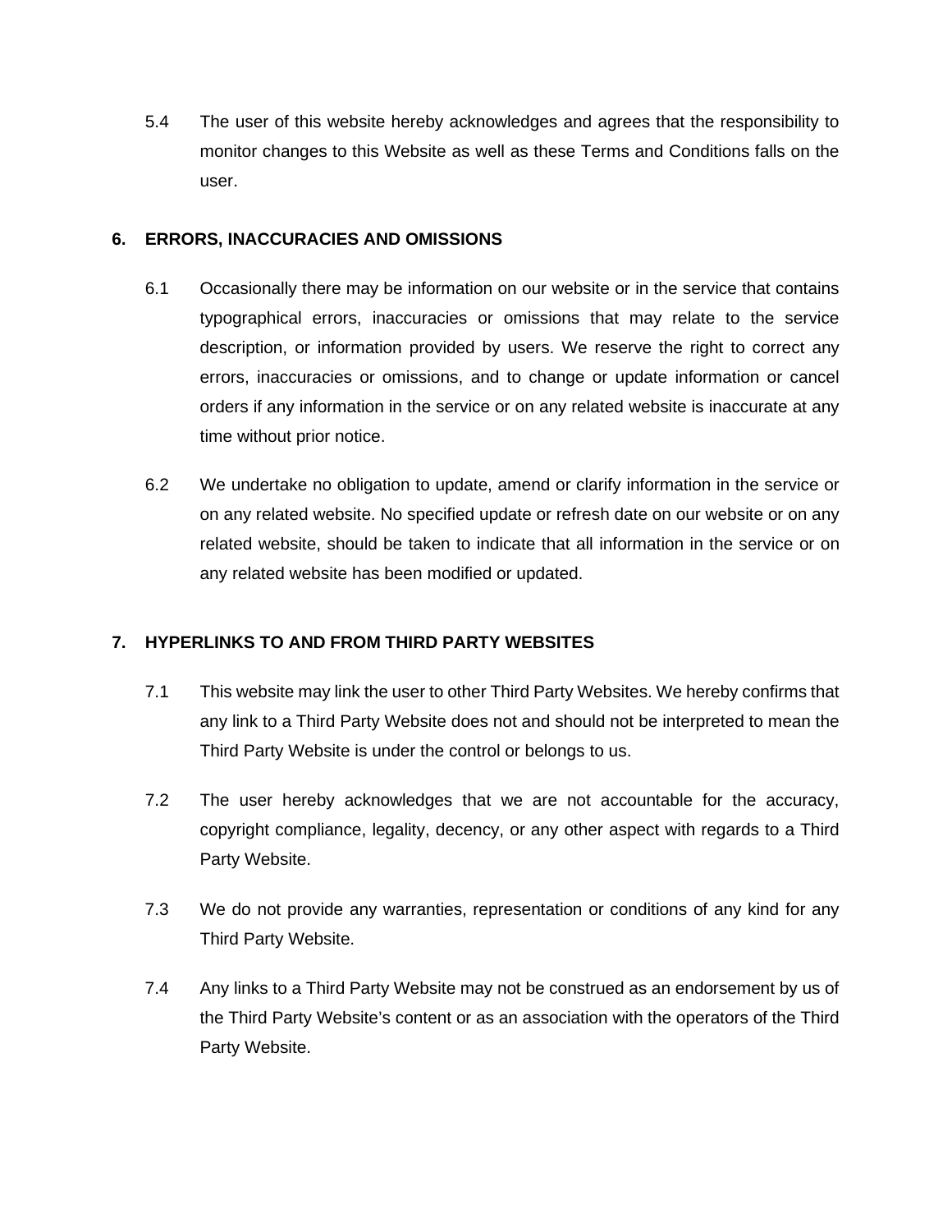5.4 The user of this website hereby acknowledges and agrees that the responsibility to monitor changes to this Website as well as these Terms and Conditions falls on the user.

## 6. ERRORS, INACCURACIES AND OMISSIONS

6.1 Occasionally there may be information on our website or in the service that contains typographical errors, inaccuracies or omissions that may relate to the service description, or information provided by users. We reserve the right to correct any errors, inaccuracies or omissions, and to change or update information or cancel orders if any information in the service or on any related website is inaccurate at any time without prior notice.

6.2 We undertake no obligation to update, amend or clarify information in the service or on any related website. No specified update or refresh date on our website or on any related website, should be taken to indicate that all information in the service or on any related website has been modified or updated.

## 7. HYPERLINKS TO AND FROM THIRD PARTY WEBSITES

7.1 This website may link the user to other Third Party Websites. We hereby confirms that any link to a Third Party Website does not and should not be interpreted to mean the Third Party Website is under the control or belongs to us.

7.2 The user hereby acknowledges that we are not accountable for the accuracy, copyright compliance, legality, decency, or any other aspect with regards to a Third Party Website.

7.3 We do not provide any warranties, representation or conditions of any kind for any Third Party Website.

7.4 Any links to a Third Party Website may not be construed as an endorsement by us of the Third Party Website's content or as an association with the operators of the Third Party Website.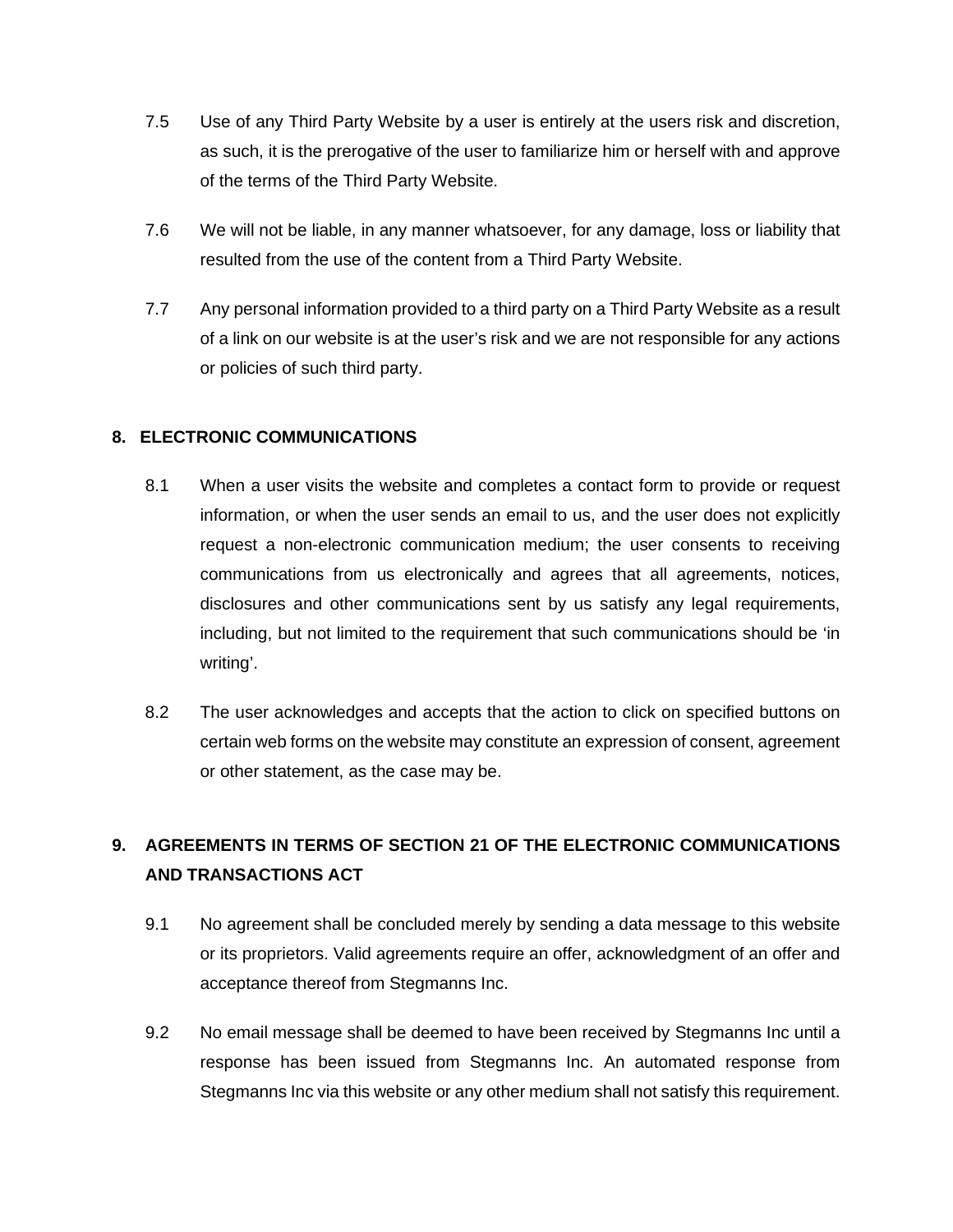7.5 Use of any Third Party Website by a user is entirely at the users risk and discretion, as such, it is the prerogative of the user to familiarize him or herself with and approve of the terms of the Third Party Website.

7.6 We will not be liable, in any manner whatsoever, for any damage, loss or liability that resulted from the use of the content from a Third Party Website.

7.7 Any personal information provided to a third party on a Third Party Website as a result of a link on our website is at the user's risk and we are not responsible for any actions or policies of such third party.

## 8. ELECTRONIC COMMUNICATIONS

8.1 When a user visits the website and completes a contact form to provide or request information, or when the user sends an email to us, and the user does not explicitly request a non-electronic communication medium; the user consents to receiving communications from us electronically and agrees that all agreements, notices, disclosures and other communications sent by us satisfy any legal requirements, including, but not limited to the requirement that such communications should be 'in writing'.

8.2 The user acknowledges and accepts that the action to click on specified buttons on certain web forms on the website may constitute an expression of consent, agreement or other statement, as the case may be.

## 9. AGREEMENTS IN TERMS OF SECTION 21 OF THE ELECTRONIC COMMUNICATIONS AND TRANSACTIONS ACT

9.1 No agreement shall be concluded merely by sending a data message to this website or its proprietors. Valid agreements require an offer, acknowledgment of an offer and acceptance thereof from Stegmanns Inc.

9.2 No email message shall be deemed to have been received by Stegmanns Inc until a response has been issued from Stegmanns Inc. An automated response from Stegmanns Inc via this website or any other medium shall not satisfy this requirement.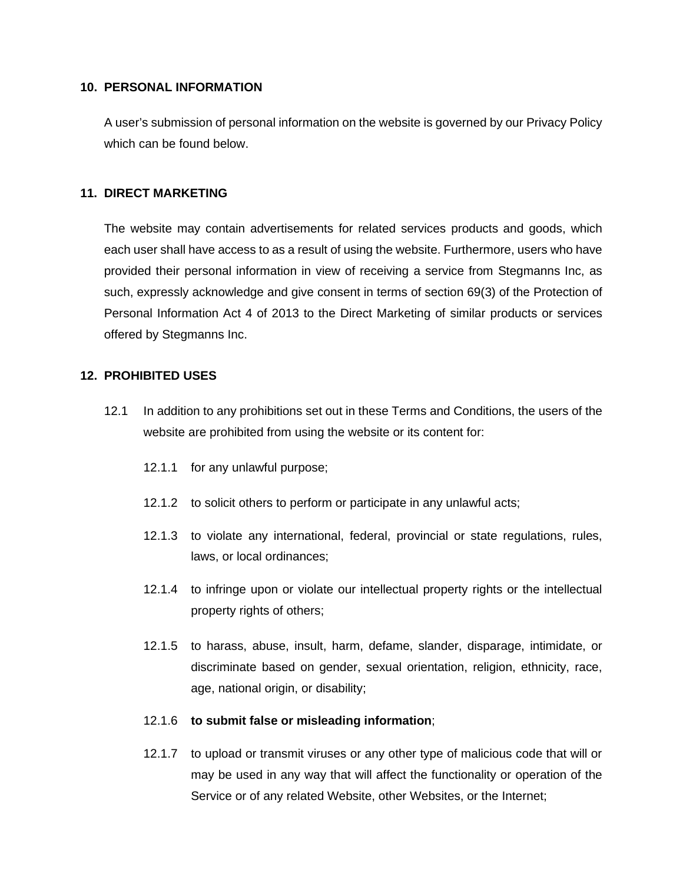## 10. PERSONAL INFORMATION

A user's submission of personal information on the website is governed by our Privacy Policy which can be found below.

## 11. DIRECT MARKETING

The website may contain advertisements for related services products and goods, which each user shall have access to as a result of using the website. Furthermore, users who have provided their personal information in view of receiving a service from Stegmanns Inc, as such, expressly acknowledge and give consent in terms of section 69(3) of the Protection of Personal Information Act 4 of 2013 to the Direct Marketing of similar products or services offered by Stegmanns Inc.

## 12. PROHIBITED USES

12.1 In addition to any prohibitions set out in these Terms and Conditions, the users of the website are prohibited from using the website or its content for:

12.1.1 for any unlawful purpose;

12.1.2 to solicit others to perform or participate in any unlawful acts;

12.1.3 to violate any international, federal, provincial or state regulations, rules, laws, or local ordinances;

12.1.4 to infringe upon or violate our intellectual property rights or the intellectual property rights of others;

12.1.5 to harass, abuse, insult, harm, defame, slander, disparage, intimidate, or discriminate based on gender, sexual orientation, religion, ethnicity, race, age, national origin, or disability;

12.1.6 **to submit false or misleading information**;

12.1.7 to upload or transmit viruses or any other type of malicious code that will or may be used in any way that will affect the functionality or operation of the Service or of any related Website, other Websites, or the Internet;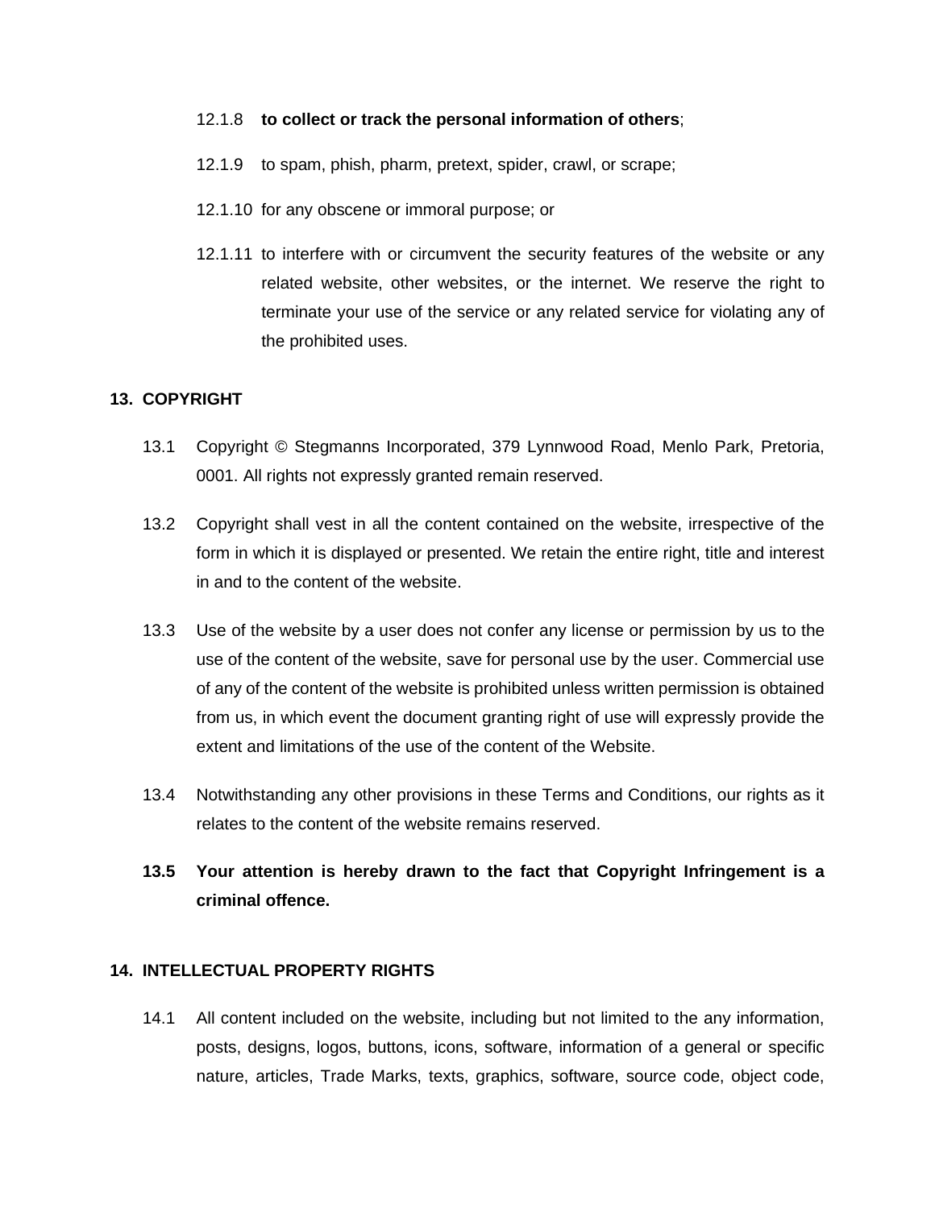12.1.8 **to collect or track the personal information of others**;

12.1.9 to spam, phish, pharm, pretext, spider, crawl, or scrape;

12.1.10 for any obscene or immoral purpose; or

12.1.11 to interfere with or circumvent the security features of the website or any related website, other websites, or the internet. We reserve the right to terminate your use of the service or any related service for violating any of the prohibited uses.

## 13. COPYRIGHT

13.1 Copyright © Stegmanns Incorporated, 379 Lynnwood Road, Menlo Park, Pretoria, 0001. All rights not expressly granted remain reserved.

13.2 Copyright shall vest in all the content contained on the website, irrespective of the form in which it is displayed or presented. We retain the entire right, title and interest in and to the content of the website.

13.3 Use of the website by a user does not confer any license or permission by us to the use of the content of the website, save for personal use by the user. Commercial use of any of the content of the website is prohibited unless written permission is obtained from us, in which event the document granting right of use will expressly provide the extent and limitations of the use of the content of the Website.

13.4 Notwithstanding any other provisions in these Terms and Conditions, our rights as it relates to the content of the website remains reserved.

**13.5 Your attention is hereby drawn to the fact that Copyright Infringement is a criminal offence.**

## 14. INTELLECTUAL PROPERTY RIGHTS

14.1 All content included on the website, including but not limited to the any information, posts, designs, logos, buttons, icons, software, information of a general or specific nature, articles, Trade Marks, texts, graphics, software, source code, object code,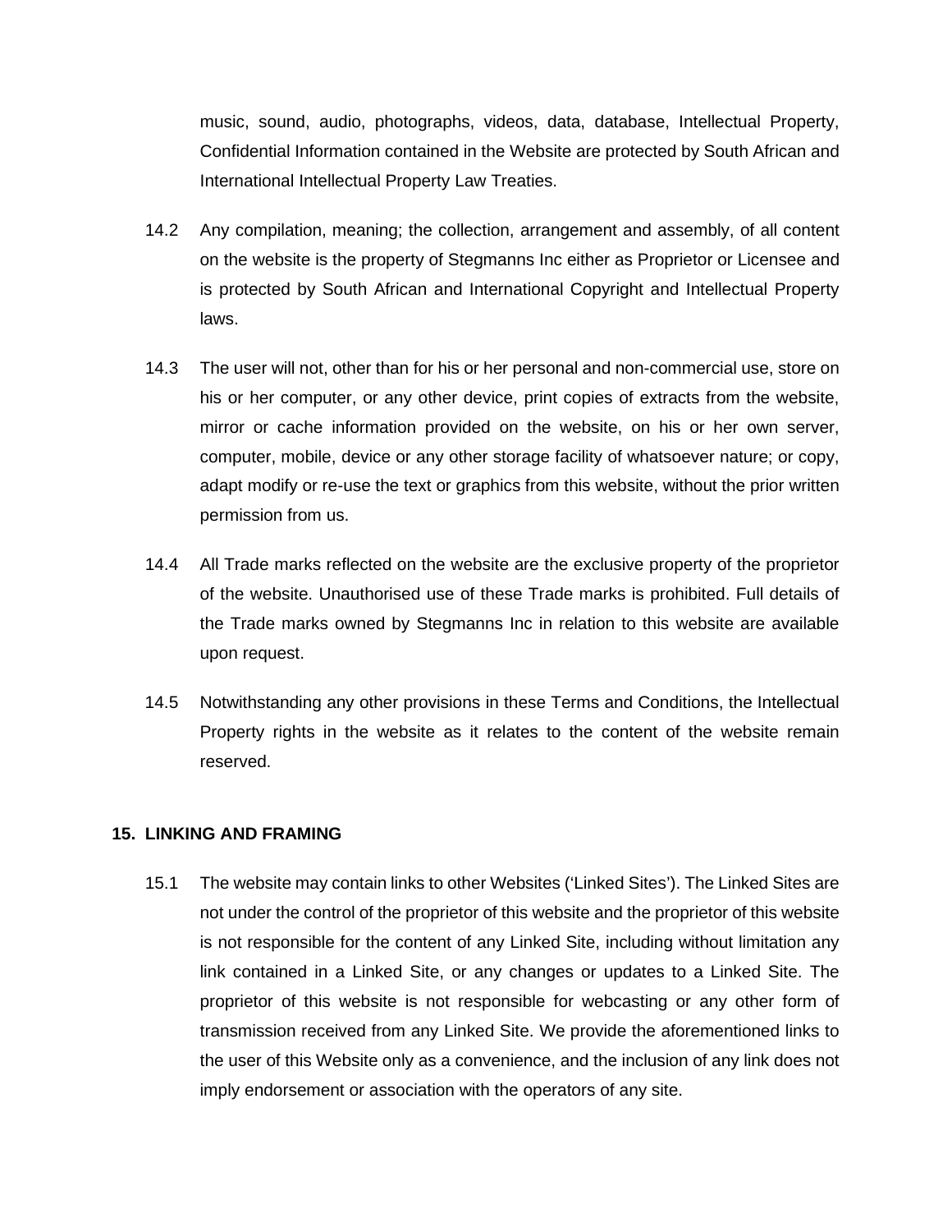music, sound, audio, photographs, videos, data, database, Intellectual Property, Confidential Information contained in the Website are protected by South African and International Intellectual Property Law Treaties.

14.2 Any compilation, meaning; the collection, arrangement and assembly, of all content on the website is the property of Stegmanns Inc either as Proprietor or Licensee and is protected by South African and International Copyright and Intellectual Property laws.

14.3 The user will not, other than for his or her personal and non-commercial use, store on his or her computer, or any other device, print copies of extracts from the website, mirror or cache information provided on the website, on his or her own server, computer, mobile, device or any other storage facility of whatsoever nature; or copy, adapt modify or re-use the text or graphics from this website, without the prior written permission from us.

14.4 All Trade marks reflected on the website are the exclusive property of the proprietor of the website. Unauthorised use of these Trade marks is prohibited. Full details of the Trade marks owned by Stegmanns Inc in relation to this website are available upon request.

14.5 Notwithstanding any other provisions in these Terms and Conditions, the Intellectual Property rights in the website as it relates to the content of the website remain reserved.

## 15. LINKING AND FRAMING

15.1 The website may contain links to other Websites (‘Linked Sites’). The Linked Sites are not under the control of the proprietor of this website and the proprietor of this website is not responsible for the content of any Linked Site, including without limitation any link contained in a Linked Site, or any changes or updates to a Linked Site. The proprietor of this website is not responsible for webcasting or any other form of transmission received from any Linked Site. We provide the aforementioned links to the user of this Website only as a convenience, and the inclusion of any link does not imply endorsement or association with the operators of any site.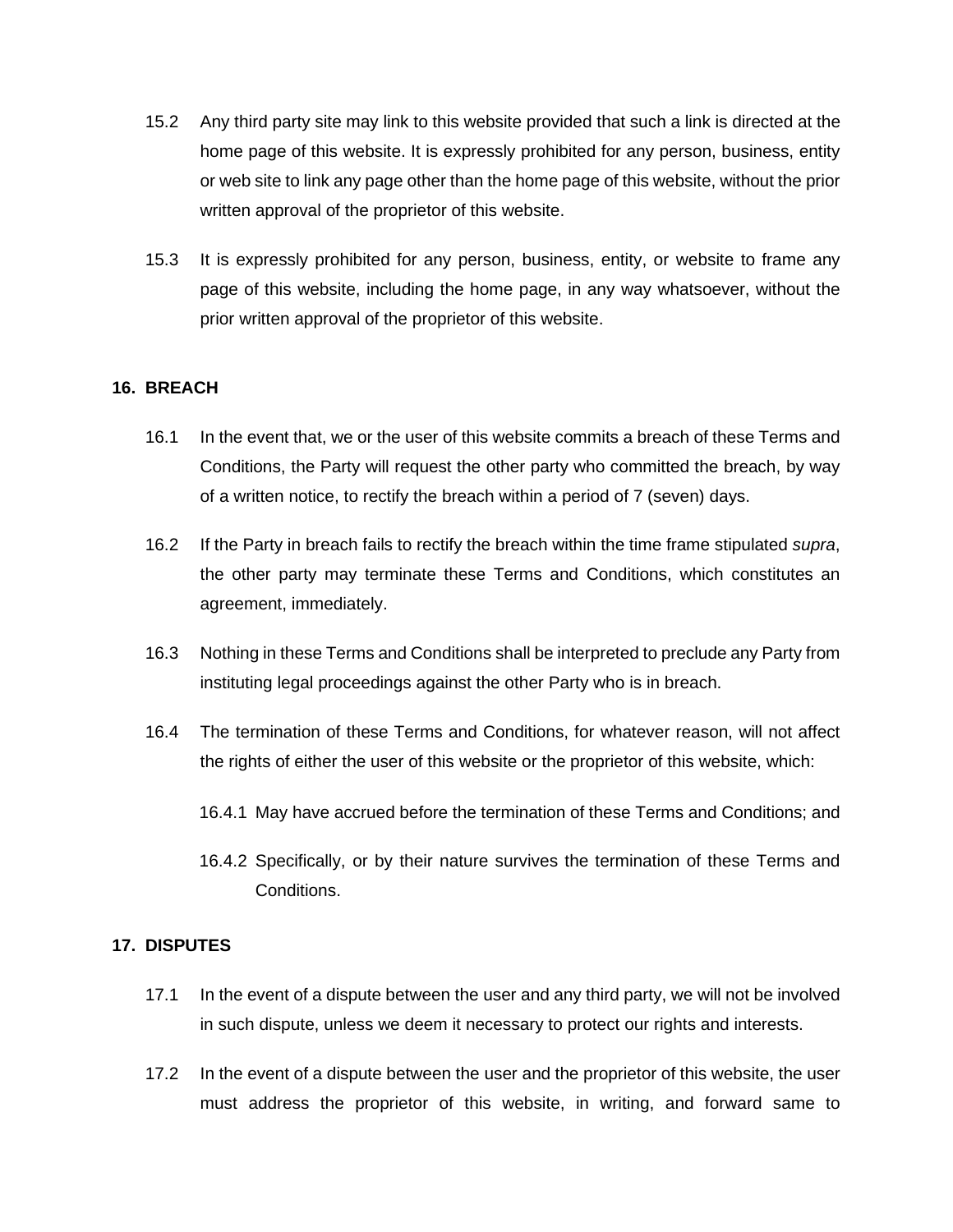15.2 Any third party site may link to this website provided that such a link is directed at the home page of this website. It is expressly prohibited for any person, business, entity or web site to link any page other than the home page of this website, without the prior written approval of the proprietor of this website.

15.3 It is expressly prohibited for any person, business, entity, or website to frame any page of this website, including the home page, in any way whatsoever, without the prior written approval of the proprietor of this website.

## 16. BREACH

16.1 In the event that, we or the user of this website commits a breach of these Terms and Conditions, the Party will request the other party who committed the breach, by way of a written notice, to rectify the breach within a period of 7 (seven) days.

16.2 If the Party in breach fails to rectify the breach within the time frame stipulated *supra*, the other party may terminate these Terms and Conditions, which constitutes an agreement, immediately.

16.3 Nothing in these Terms and Conditions shall be interpreted to preclude any Party from instituting legal proceedings against the other Party who is in breach.

16.4 The termination of these Terms and Conditions, for whatever reason, will not affect the rights of either the user of this website or the proprietor of this website, which:

16.4.1 May have accrued before the termination of these Terms and Conditions; and

16.4.2 Specifically, or by their nature survives the termination of these Terms and Conditions.

## 17. DISPUTES

17.1 In the event of a dispute between the user and any third party, we will not be involved in such dispute, unless we deem it necessary to protect our rights and interests.

17.2 In the event of a dispute between the user and the proprietor of this website, the user must address the proprietor of this website, in writing, and forward same to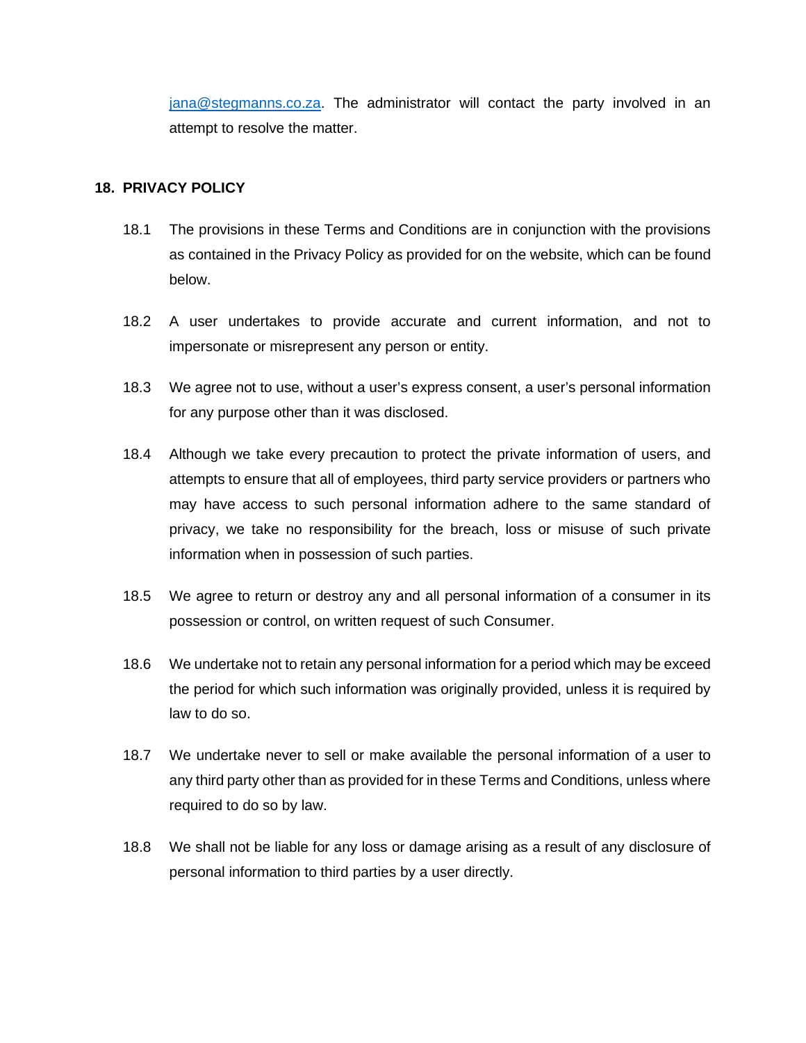jana@stegmanns.co.za. The administrator will contact the party involved in an attempt to resolve the matter.

**18. PRIVACY POLICY**

18.1 The provisions in these Terms and Conditions are in conjunction with the provisions as contained in the Privacy Policy as provided for on the website, which can be found below.

18.2 A user undertakes to provide accurate and current information, and not to impersonate or misrepresent any person or entity.

18.3 We agree not to use, without a user's express consent, a user's personal information for any purpose other than it was disclosed.

18.4 Although we take every precaution to protect the private information of users, and attempts to ensure that all of employees, third party service providers or partners who may have access to such personal information adhere to the same standard of privacy, we take no responsibility for the breach, loss or misuse of such private information when in possession of such parties.

18.5 We agree to return or destroy any and all personal information of a consumer in its possession or control, on written request of such Consumer.

18.6 We undertake not to retain any personal information for a period which may be exceed the period for which such information was originally provided, unless it is required by law to do so.

18.7 We undertake never to sell or make available the personal information of a user to any third party other than as provided for in these Terms and Conditions, unless where required to do so by law.

18.8 We shall not be liable for any loss or damage arising as a result of any disclosure of personal information to third parties by a user directly.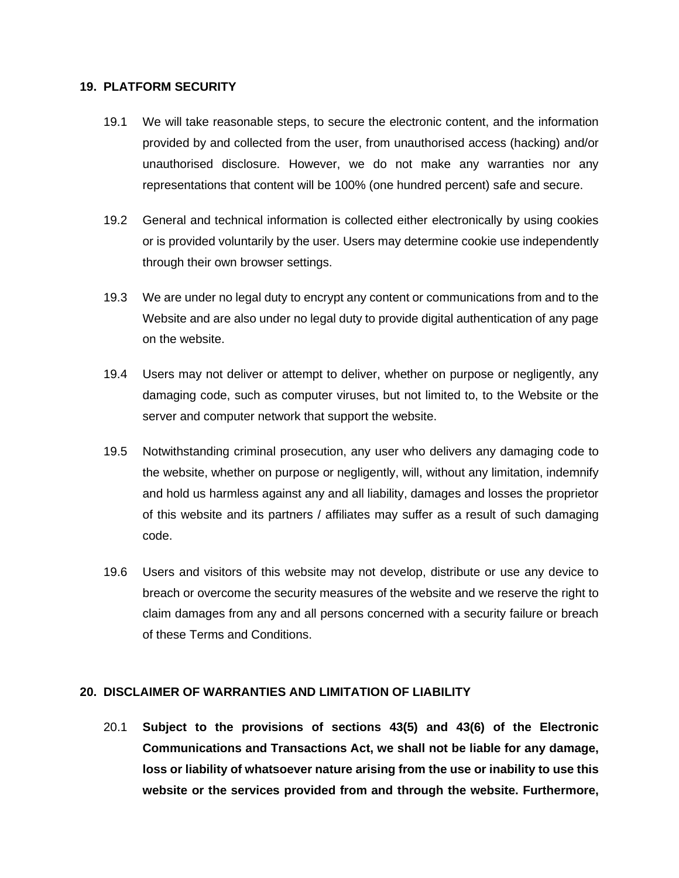## 19. PLATFORM SECURITY

19.1 We will take reasonable steps, to secure the electronic content, and the information provided by and collected from the user, from unauthorised access (hacking) and/or unauthorised disclosure. However, we do not make any warranties nor any representations that content will be 100% (one hundred percent) safe and secure.

19.2 General and technical information is collected either electronically by using cookies or is provided voluntarily by the user. Users may determine cookie use independently through their own browser settings.

19.3 We are under no legal duty to encrypt any content or communications from and to the Website and are also under no legal duty to provide digital authentication of any page on the website.

19.4 Users may not deliver or attempt to deliver, whether on purpose or negligently, any damaging code, such as computer viruses, but not limited to, to the Website or the server and computer network that support the website.

19.5 Notwithstanding criminal prosecution, any user who delivers any damaging code to the website, whether on purpose or negligently, will, without any limitation, indemnify and hold us harmless against any and all liability, damages and losses the proprietor of this website and its partners / affiliates may suffer as a result of such damaging code.

19.6 Users and visitors of this website may not develop, distribute or use any device to breach or overcome the security measures of the website and we reserve the right to claim damages from any and all persons concerned with a security failure or breach of these Terms and Conditions.

## 20. DISCLAIMER OF WARRANTIES AND LIMITATION OF LIABILITY

20.1 **Subject to the provisions of sections 43(5) and 43(6) of the Electronic Communications and Transactions Act, we shall not be liable for any damage, loss or liability of whatsoever nature arising from the use or inability to use this website or the services provided from and through the website. Furthermore,**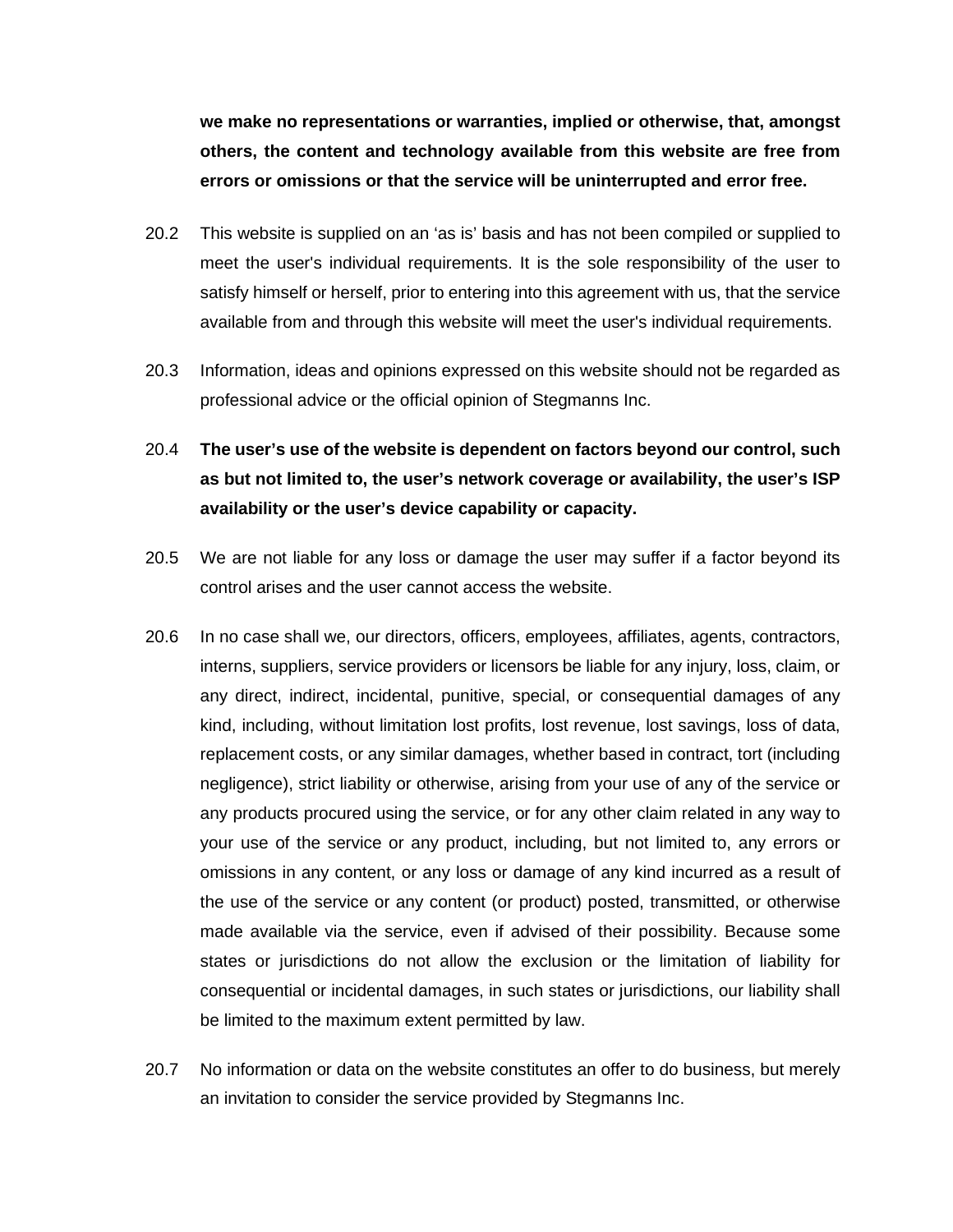**we make no representations or warranties, implied or otherwise, that, amongst others, the content and technology available from this website are free from errors or omissions or that the service will be uninterrupted and error free.**

20.2 This website is supplied on an 'as is' basis and has not been compiled or supplied to meet the user's individual requirements. It is the sole responsibility of the user to satisfy himself or herself, prior to entering into this agreement with us, that the service available from and through this website will meet the user's individual requirements.

20.3 Information, ideas and opinions expressed on this website should not be regarded as professional advice or the official opinion of Stegmanns Inc.

20.4 **The user's use of the website is dependent on factors beyond our control, such as but not limited to, the user's network coverage or availability, the user's ISP availability or the user's device capability or capacity.**

20.5 We are not liable for any loss or damage the user may suffer if a factor beyond its control arises and the user cannot access the website.

20.6 In no case shall we, our directors, officers, employees, affiliates, agents, contractors, interns, suppliers, service providers or licensors be liable for any injury, loss, claim, or any direct, indirect, incidental, punitive, special, or consequential damages of any kind, including, without limitation lost profits, lost revenue, lost savings, loss of data, replacement costs, or any similar damages, whether based in contract, tort (including negligence), strict liability or otherwise, arising from your use of any of the service or any products procured using the service, or for any other claim related in any way to your use of the service or any product, including, but not limited to, any errors or omissions in any content, or any loss or damage of any kind incurred as a result of the use of the service or any content (or product) posted, transmitted, or otherwise made available via the service, even if advised of their possibility. Because some states or jurisdictions do not allow the exclusion or the limitation of liability for consequential or incidental damages, in such states or jurisdictions, our liability shall be limited to the maximum extent permitted by law.

20.7 No information or data on the website constitutes an offer to do business, but merely an invitation to consider the service provided by Stegmanns Inc.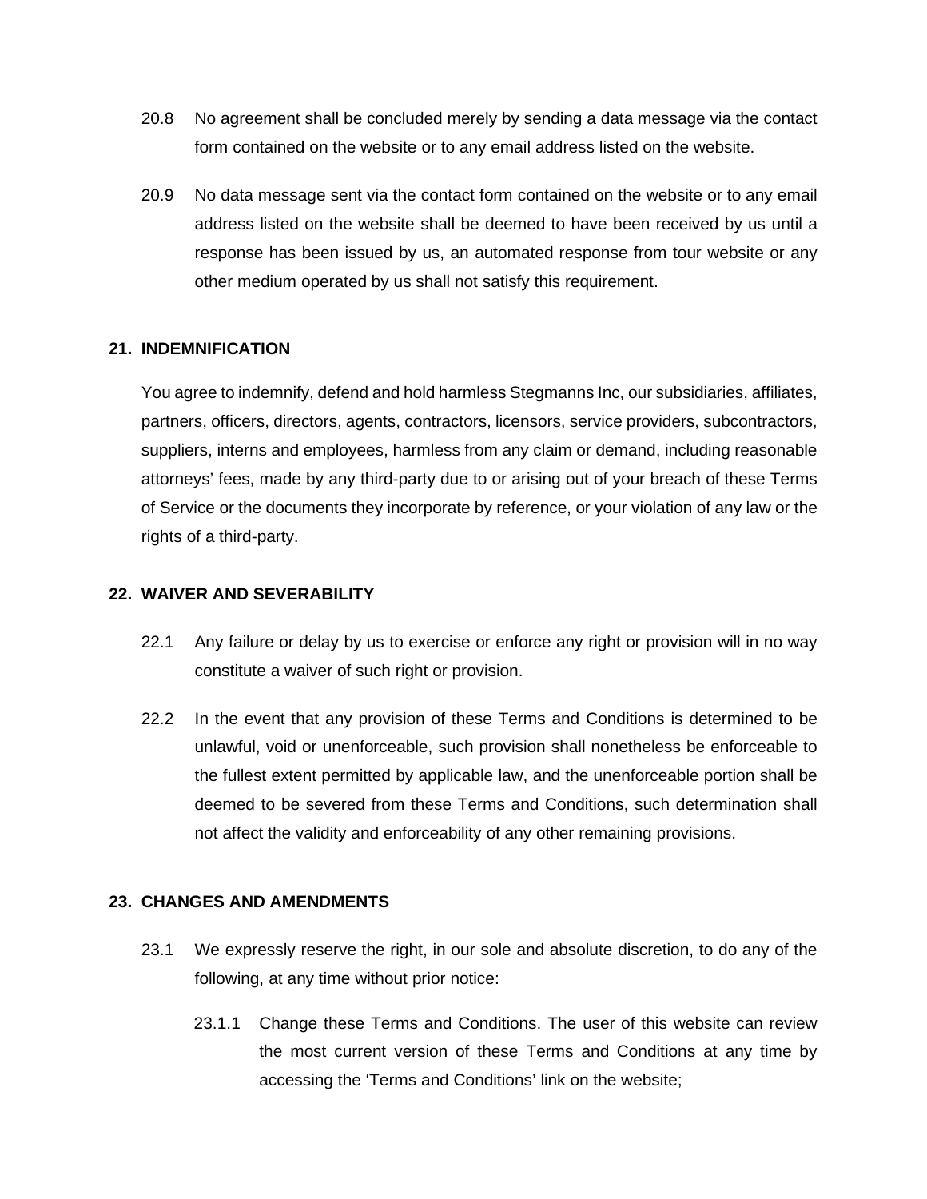20.8 No agreement shall be concluded merely by sending a data message via the contact form contained on the website or to any email address listed on the website.

20.9 No data message sent via the contact form contained on the website or to any email address listed on the website shall be deemed to have been received by us until a response has been issued by us, an automated response from tour website or any other medium operated by us shall not satisfy this requirement.

## 21. INDEMNIFICATION

You agree to indemnify, defend and hold harmless Stegmanns Inc, our subsidiaries, affiliates, partners, officers, directors, agents, contractors, licensors, service providers, subcontractors, suppliers, interns and employees, harmless from any claim or demand, including reasonable attorneys' fees, made by any third-party due to or arising out of your breach of these Terms of Service or the documents they incorporate by reference, or your violation of any law or the rights of a third-party.

## 22. WAIVER AND SEVERABILITY

22.1 Any failure or delay by us to exercise or enforce any right or provision will in no way constitute a waiver of such right or provision.

22.2 In the event that any provision of these Terms and Conditions is determined to be unlawful, void or unenforceable, such provision shall nonetheless be enforceable to the fullest extent permitted by applicable law, and the unenforceable portion shall be deemed to be severed from these Terms and Conditions, such determination shall not affect the validity and enforceability of any other remaining provisions.

## 23. CHANGES AND AMENDMENTS

23.1 We expressly reserve the right, in our sole and absolute discretion, to do any of the following, at any time without prior notice:

23.1.1 Change these Terms and Conditions. The user of this website can review the most current version of these Terms and Conditions at any time by accessing the 'Terms and Conditions' link on the website;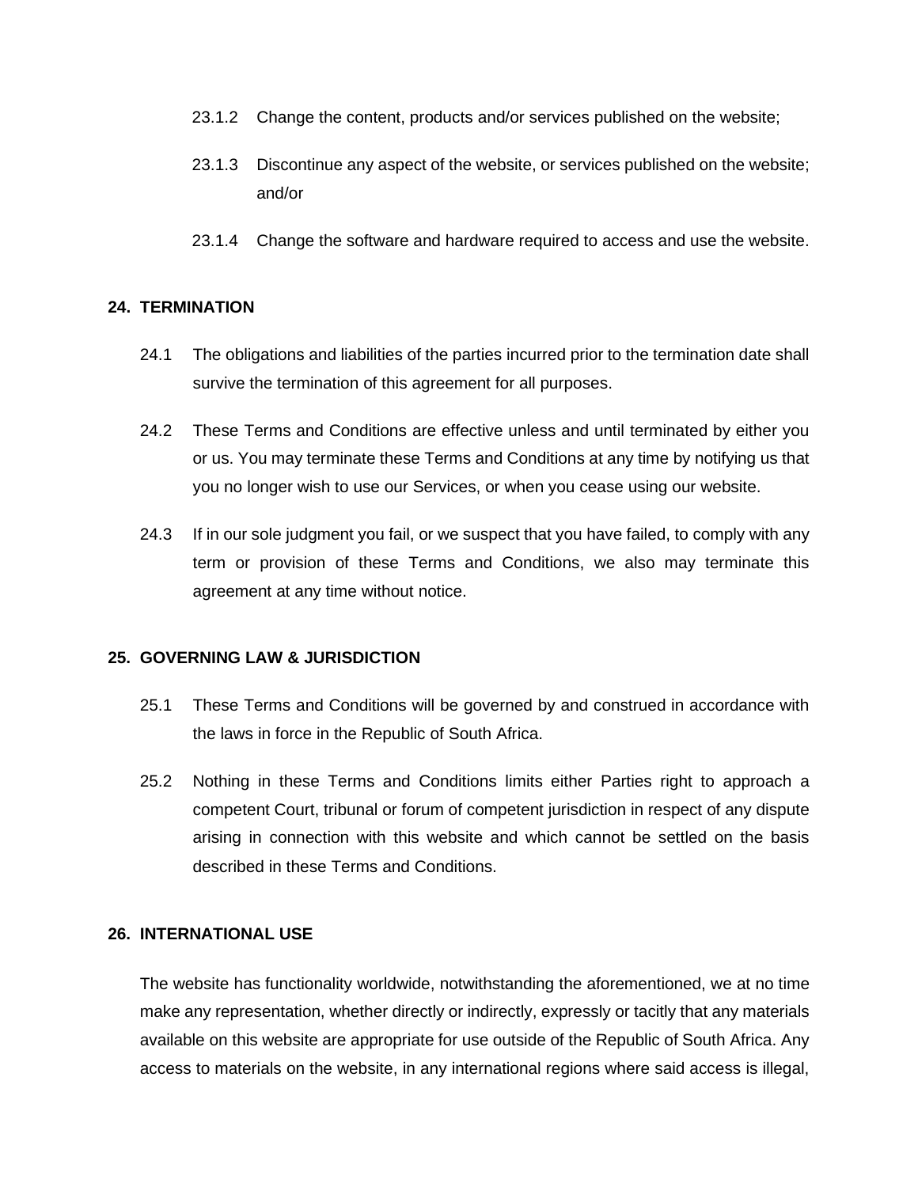23.1.2 Change the content, products and/or services published on the website;

23.1.3 Discontinue any aspect of the website, or services published on the website; and/or

23.1.4 Change the software and hardware required to access and use the website.

## 24. TERMINATION

24.1 The obligations and liabilities of the parties incurred prior to the termination date shall survive the termination of this agreement for all purposes.

24.2 These Terms and Conditions are effective unless and until terminated by either you or us. You may terminate these Terms and Conditions at any time by notifying us that you no longer wish to use our Services, or when you cease using our website.

24.3 If in our sole judgment you fail, or we suspect that you have failed, to comply with any term or provision of these Terms and Conditions, we also may terminate this agreement at any time without notice.

## 25. GOVERNING LAW & JURISDICTION

25.1 These Terms and Conditions will be governed by and construed in accordance with the laws in force in the Republic of South Africa.

25.2 Nothing in these Terms and Conditions limits either Parties right to approach a competent Court, tribunal or forum of competent jurisdiction in respect of any dispute arising in connection with this website and which cannot be settled on the basis described in these Terms and Conditions.

## 26. INTERNATIONAL USE

The website has functionality worldwide, notwithstanding the aforementioned, we at no time make any representation, whether directly or indirectly, expressly or tacitly that any materials available on this website are appropriate for use outside of the Republic of South Africa. Any access to materials on the website, in any international regions where said access is illegal,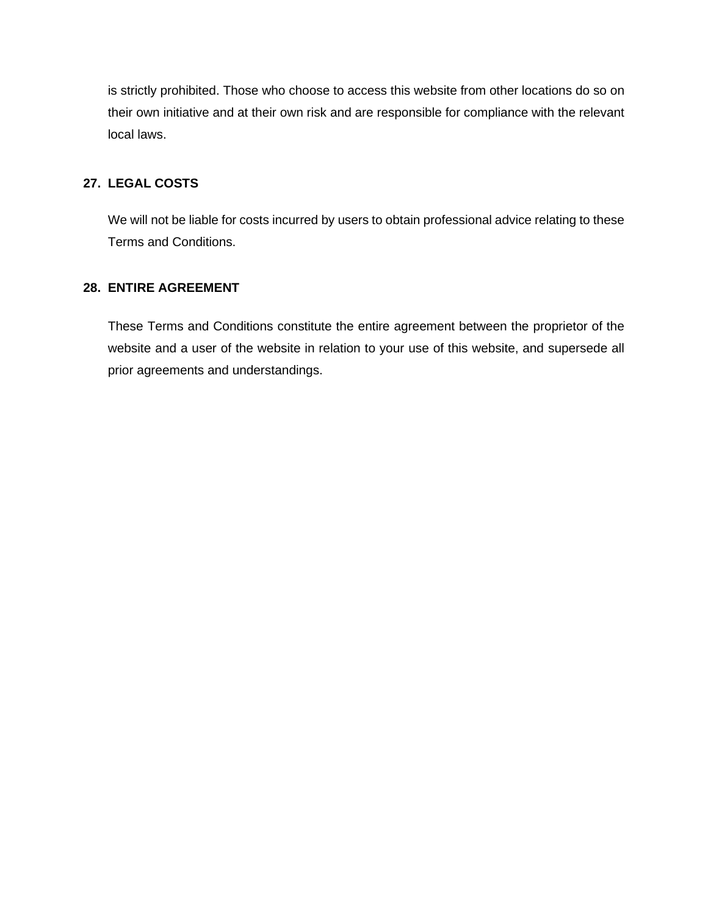is strictly prohibited. Those who choose to access this website from other locations do so on their own initiative and at their own risk and are responsible for compliance with the relevant local laws.

## 27. LEGAL COSTS

We will not be liable for costs incurred by users to obtain professional advice relating to these Terms and Conditions.

## 28. ENTIRE AGREEMENT

These Terms and Conditions constitute the entire agreement between the proprietor of the website and a user of the website in relation to your use of this website, and supersede all prior agreements and understandings.